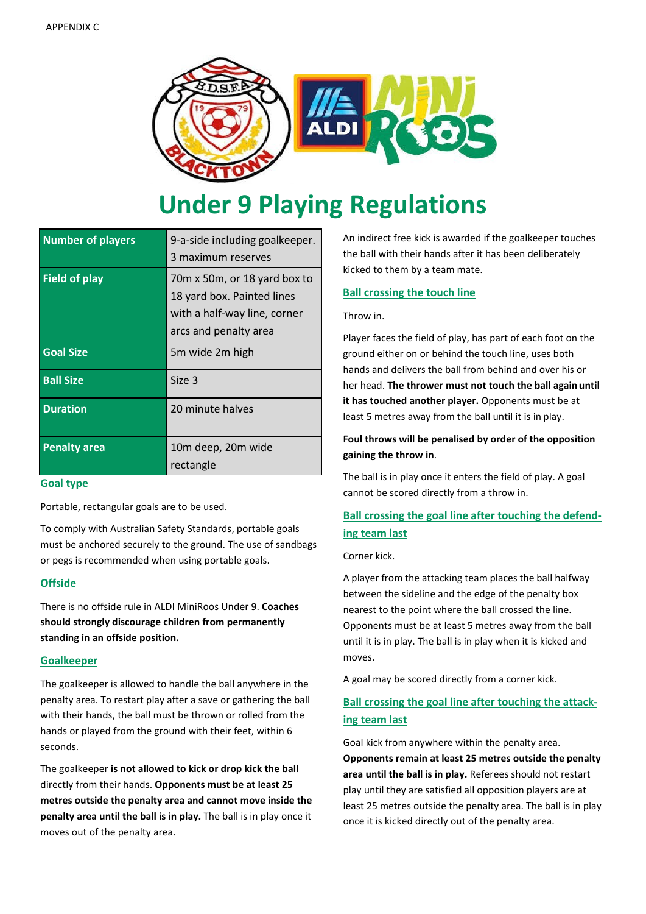APPENDIX C

# Under 9 Playing Regulations

| Number of players | 9-a-side including goalkeeper. 3 maximum reserves |
|---|---|
| Field of play | 70m x 50m, or 18 yard box to 18 yard box. Painted lines with a half-way line, corner arcs and penalty area |
| Goal Size | 5m wide 2m high |
| Ball Size | Size 3 |
| Duration | 20 minute halves |
| Penalty area | 10m deep, 20m wide rectangle |

## Goal type

Portable, rectangular goals are to be used.

To comply with Australian Safety Standards, portable goals must be anchored securely to the ground. The use of sandbags or pegs is recommended when using portable goals.

## Offside

There is no offside rule in ALDI MiniRoos Under 9. **Coaches should strongly discourage children from permanently standing in an offside position.**

## Goalkeeper

The goalkeeper is allowed to handle the ball anywhere in the penalty area. To restart play after a save or gathering the ball with their hands, the ball must be thrown or rolled from the hands or played from the ground with their feet, within 6 seconds.

The goalkeeper **is not allowed to kick or drop kick the ball** directly from their hands. **Opponents must be at least 25 metres outside the penalty area and cannot move inside the penalty area until the ball is in play.** The ball is in play once it moves out of the penalty area.

An indirect free kick is awarded if the goalkeeper touches the ball with their hands after it has been deliberately kicked to them by a team mate.

## Ball crossing the touch line

Throw in.

Player faces the field of play, has part of each foot on the ground either on or behind the touch line, uses both hands and delivers the ball from behind and over his or her head. **The thrower must not touch the ball again until it has touched another player.** Opponents must be at least 5 metres away from the ball until it is in play.

**Foul throws will be penalised by order of the opposition gaining the throw in**.

The ball is in play once it enters the field of play. A goal cannot be scored directly from a throw in.

## Ball crossing the goal line after touching the defending team last

Corner kick.

A player from the attacking team places the ball halfway between the sideline and the edge of the penalty box nearest to the point where the ball crossed the line. Opponents must be at least 5 metres away from the ball until it is in play. The ball is in play when it is kicked and moves.

A goal may be scored directly from a corner kick.

## Ball crossing the goal line after touching the attacking team last

Goal kick from anywhere within the penalty area. **Opponents remain at least 25 metres outside the penalty area until the ball is in play.** Referees should not restart play until they are satisfied all opposition players are at least 25 metres outside the penalty area. The ball is in play once it is kicked directly out of the penalty area.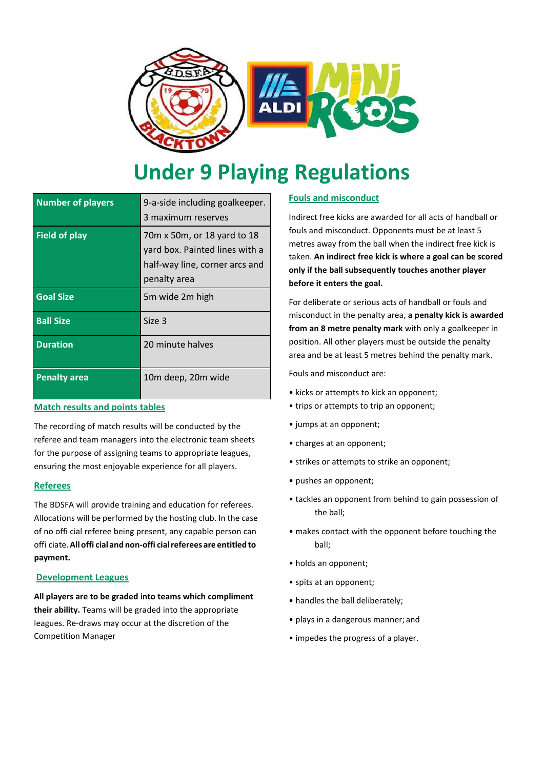# Under 9 Playing Regulations

| | |
|---|---|
| **Number of players** | 9-a-side including goalkeeper. 3 maximum reserves |
| **Field of play** | 70m x 50m, or 18 yard to 18 yard box. Painted lines with a half-way line, corner arcs and penalty area |
| **Goal Size** | 5m wide 2m high |
| **Ball Size** | Size 3 |
| **Duration** | 20 minute halves |
| **Penalty area** | 10m deep, 20m wide |

## Match results and points tables

The recording of match results will be conducted by the referee and team managers into the electronic team sheets for the purpose of assigning teams to appropriate leagues, ensuring the most enjoyable experience for all players.

## Referees

The BDSFA will provide training and education for referees. Allocations will be performed by the hosting club. In the case of no offi cial referee being present, any capable person can offi ciate. **All offi cial and non-offi cial referees are entitled to payment.**

## Development Leagues

**All players are to be graded into teams which compliment their ability.** Teams will be graded into the appropriate leagues. Re-draws may occur at the discretion of the Competition Manager

## Fouls and misconduct

Indirect free kicks are awarded for all acts of handball or fouls and misconduct. Opponents must be at least 5 metres away from the ball when the indirect free kick is taken. **An indirect free kick is where a goal can be scored only if the ball subsequently touches another player before it enters the goal.**

For deliberate or serious acts of handball or fouls and misconduct in the penalty area, **a penalty kick is awarded from an 8 metre penalty mark** with only a goalkeeper in position. All other players must be outside the penalty area and be at least 5 metres behind the penalty mark.

Fouls and misconduct are:

- kicks or attempts to kick an opponent;
- trips or attempts to trip an opponent;
- jumps at an opponent;
- charges at an opponent;
- strikes or attempts to strike an opponent;
- pushes an opponent;
- tackles an opponent from behind to gain possession of the ball;
- makes contact with the opponent before touching the ball;
- holds an opponent;
- spits at an opponent;
- handles the ball deliberately;
- plays in a dangerous manner; and
- impedes the progress of a player.